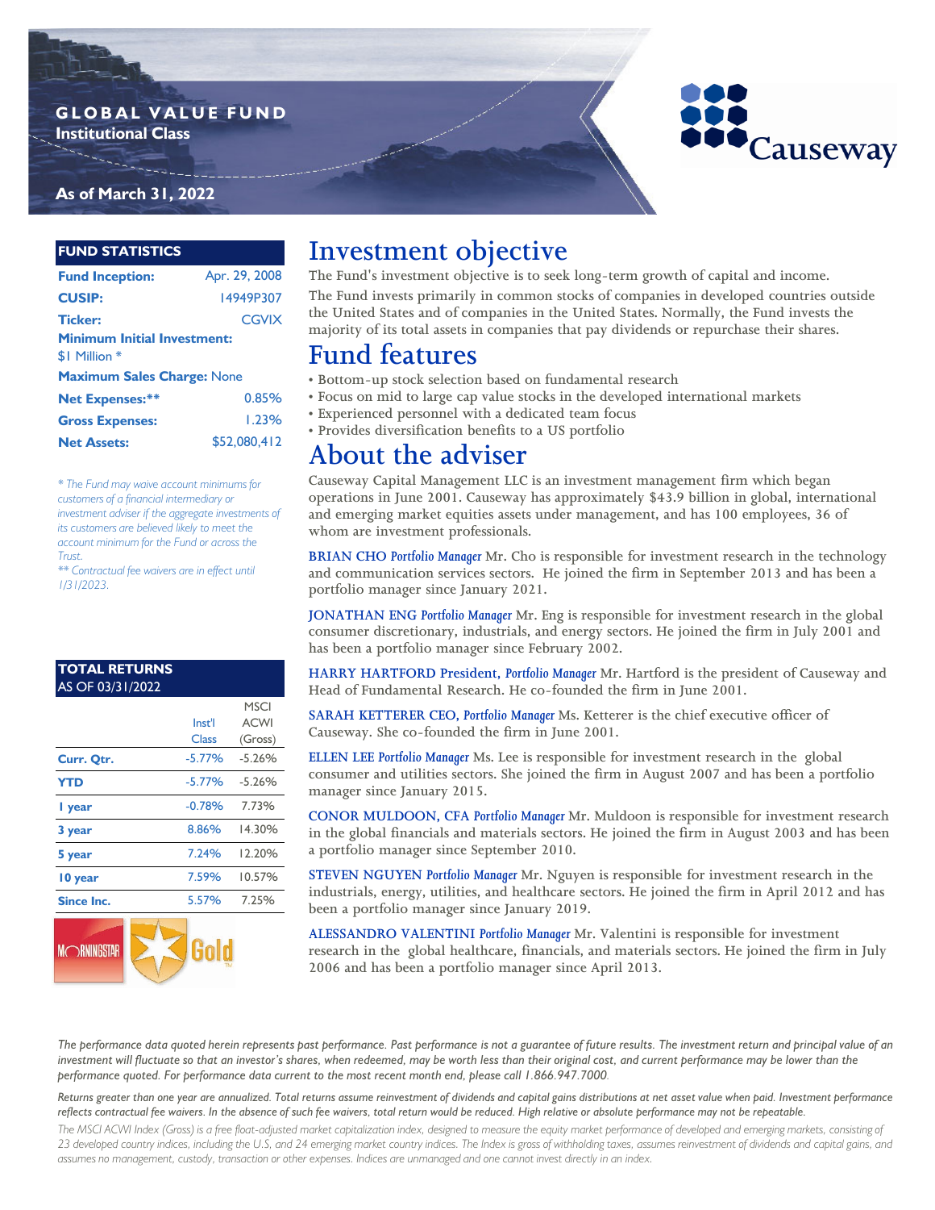# GLOBAL VALUE FUND
**Institutional Class**

**As of March 31, 2022**

Causeway

## FUND STATISTICS

| | |
|---|---|
| **Fund Inception:** | Apr. 29, 2008 |
| **CUSIP:** | 14949P307 |
| **Ticker:** | CGVIX |
| **Minimum Initial Investment:** $1 Million * | |
| **Maximum Sales Charge:** None | |
| **Net Expenses:**** | 0.85% |
| **Gross Expenses:** | 1.23% |
| **Net Assets:** | $52,080,412 |

*\* The Fund may waive account minimums for customers of a financial intermediary or investment adviser if the aggregate investments of its customers are believed likely to meet the account minimum for the Fund or across the Trust.*

*\*\* Contractual fee waivers are in effect until 1/31/2023.*

## TOTAL RETURNS
AS OF 03/31/2022

| | Inst'l Class | MSCI ACWI (Gross) |
|---|---|---|
| **Curr. Qtr.** | -5.77% | -5.26% |
| **YTD** | -5.77% | -5.26% |
| **1 year** | -0.78% | 7.73% |
| **3 year** | 8.86% | 14.30% |
| **5 year** | 7.24% | 12.20% |
| **10 year** | 7.59% | 10.57% |
| **Since Inc.** | 5.57% | 7.25% |

MORNINGSTAR Gold

# Investment objective

The Fund's investment objective is to seek long-term growth of capital and income.

The Fund invests primarily in common stocks of companies in developed countries outside the United States and of companies in the United States. Normally, the Fund invests the majority of its total assets in companies that pay dividends or repurchase their shares.

# Fund features

- Bottom-up stock selection based on fundamental research
- Focus on mid to large cap value stocks in the developed international markets
- Experienced personnel with a dedicated team focus
- Provides diversification benefits to a US portfolio

# About the adviser

Causeway Capital Management LLC is an investment management firm which began operations in June 2001. Causeway has approximately $43.9 billion in global, international and emerging market equities assets under management, and has 100 employees, 36 of whom are investment professionals.

**BRIAN CHO** *Portfolio Manager* Mr. Cho is responsible for investment research in the technology and communication services sectors. He joined the firm in September 2013 and has been a portfolio manager since January 2021.

**JONATHAN ENG** *Portfolio Manager* Mr. Eng is responsible for investment research in the global consumer discretionary, industrials, and energy sectors. He joined the firm in July 2001 and has been a portfolio manager since February 2002.

**HARRY HARTFORD** President, *Portfolio Manager* Mr. Hartford is the president of Causeway and Head of Fundamental Research. He co-founded the firm in June 2001.

**SARAH KETTERER** CEO, *Portfolio Manager* Ms. Ketterer is the chief executive officer of Causeway. She co-founded the firm in June 2001.

**ELLEN LEE** *Portfolio Manager* Ms. Lee is responsible for investment research in the global consumer and utilities sectors. She joined the firm in August 2007 and has been a portfolio manager since January 2015.

**CONOR MULDOON, CFA** *Portfolio Manager* Mr. Muldoon is responsible for investment research in the global financials and materials sectors. He joined the firm in August 2003 and has been a portfolio manager since September 2010.

**STEVEN NGUYEN** *Portfolio Manager* Mr. Nguyen is responsible for investment research in the industrials, energy, utilities, and healthcare sectors. He joined the firm in April 2012 and has been a portfolio manager since January 2019.

**ALESSANDRO VALENTINI** *Portfolio Manager* Mr. Valentini is responsible for investment research in the global healthcare, financials, and materials sectors. He joined the firm in July 2006 and has been a portfolio manager since April 2013.

*The performance data quoted herein represents past performance. Past performance is not a guarantee of future results. The investment return and principal value of an investment will fluctuate so that an investor's shares, when redeemed, may be worth less than their original cost, and current performance may be lower than the performance quoted. For performance data current to the most recent month end, please call 1.866.947.7000.*

*Returns greater than one year are annualized. Total returns assume reinvestment of dividends and capital gains distributions at net asset value when paid. Investment performance reflects contractual fee waivers. In the absence of such fee waivers, total return would be reduced. High relative or absolute performance may not be repeatable.*

*The MSCI ACWI Index (Gross) is a free float-adjusted market capitalization index, designed to measure the equity market performance of developed and emerging markets, consisting of 23 developed country indices, including the U.S, and 24 emerging market country indices. The Index is gross of withholding taxes, assumes reinvestment of dividends and capital gains, and assumes no management, custody, transaction or other expenses. Indices are unmanaged and one cannot invest directly in an index.*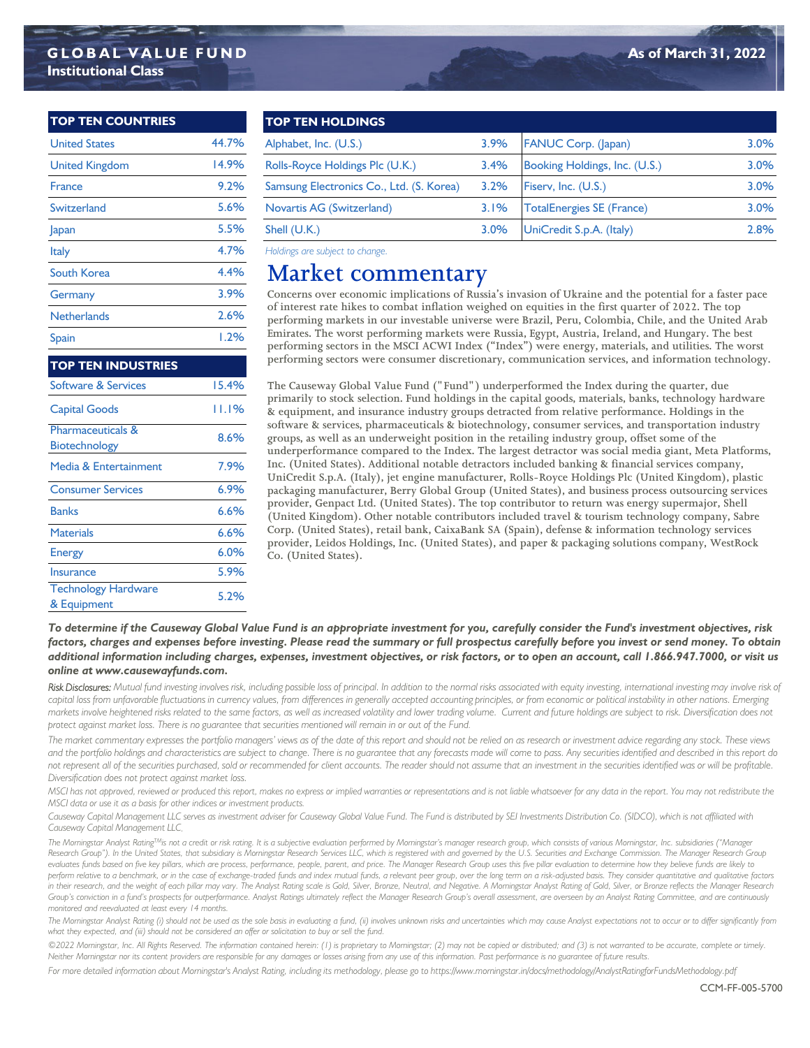# GLOBAL VALUE FUND
**Institutional Class**

**As of March 31, 2022**

## TOP TEN COUNTRIES

| | |
|---|---|
| United States | 44.7% |
| United Kingdom | 14.9% |
| France | 9.2% |
| Switzerland | 5.6% |
| Japan | 5.5% |
| Italy | 4.7% |
| South Korea | 4.4% |
| Germany | 3.9% |
| Netherlands | 2.6% |
| Spain | 1.2% |

## TOP TEN INDUSTRIES

| | |
|---|---|
| Software & Services | 15.4% |
| Capital Goods | 11.1% |
| Pharmaceuticals & Biotechnology | 8.6% |
| Media & Entertainment | 7.9% |
| Consumer Services | 6.9% |
| Banks | 6.6% |
| Materials | 6.6% |
| Energy | 6.0% |
| Insurance | 5.9% |
| Technology Hardware & Equipment | 5.2% |

## TOP TEN HOLDINGS

| | | | |
|---|---|---|---|
| Alphabet, Inc. (U.S.) | 3.9% | FANUC Corp. (Japan) | 3.0% |
| Rolls-Royce Holdings Plc (U.K.) | 3.4% | Booking Holdings, Inc. (U.S.) | 3.0% |
| Samsung Electronics Co., Ltd. (S. Korea) | 3.2% | Fiserv, Inc. (U.S.) | 3.0% |
| Novartis AG (Switzerland) | 3.1% | TotalEnergies SE (France) | 3.0% |
| Shell (U.K.) | 3.0% | UniCredit S.p.A. (Italy) | 2.8% |

*Holdings are subject to change.*

## Market commentary

Concerns over economic implications of Russia's invasion of Ukraine and the potential for a faster pace of interest rate hikes to combat inflation weighed on equities in the first quarter of 2022. The top performing markets in our investable universe were Brazil, Peru, Colombia, Chile, and the United Arab Emirates. The worst performing markets were Russia, Egypt, Austria, Ireland, and Hungary. The best performing sectors in the MSCI ACWI Index ("Index") were energy, materials, and utilities. The worst performing sectors were consumer discretionary, communication services, and information technology.

The Causeway Global Value Fund ("Fund") underperformed the Index during the quarter, due primarily to stock selection. Fund holdings in the capital goods, materials, banks, technology hardware & equipment, and insurance industry groups detracted from relative performance. Holdings in the software & services, pharmaceuticals & biotechnology, consumer services, and transportation industry groups, as well as an underweight position in the retailing industry group, offset some of the underperformance compared to the Index. The largest detractor was social media giant, Meta Platforms, Inc. (United States). Additional notable detractors included banking & financial services company, UniCredit S.p.A. (Italy), jet engine manufacturer, Rolls-Royce Holdings Plc (United Kingdom), plastic packaging manufacturer, Berry Global Group (United States), and business process outsourcing services provider, Genpact Ltd. (United States). The top contributor to return was energy supermajor, Shell (United Kingdom). Other notable contributors included travel & tourism technology company, Sabre Corp. (United States), retail bank, CaixaBank SA (Spain), defense & information technology services provider, Leidos Holdings, Inc. (United States), and paper & packaging solutions company, WestRock Co. (United States).

***To determine if the Causeway Global Value Fund is an appropriate investment for you, carefully consider the Fund's investment objectives, risk factors, charges and expenses before investing. Please read the summary or full prospectus carefully before you invest or send money. To obtain additional information including charges, expenses, investment objectives, or risk factors, or to open an account, call 1.866.947.7000, or visit us online at www.causewayfunds.com.***

*Risk Disclosures: Mutual fund investing involves risk, including possible loss of principal. In addition to the normal risks associated with equity investing, international investing may involve risk of capital loss from unfavorable fluctuations in currency values, from differences in generally accepted accounting principles, or from economic or political instability in other nations. Emerging markets involve heightened risks related to the same factors, as well as increased volatility and lower trading volume. Current and future holdings are subject to risk. Diversification does not protect against market loss. There is no guarantee that securities mentioned will remain in or out of the Fund.*

*The market commentary expresses the portfolio managers' views as of the date of this report and should not be relied on as research or investment advice regarding any stock. These views and the portfolio holdings and characteristics are subject to change. There is no guarantee that any forecasts made will come to pass. Any securities identified and described in this report do not represent all of the securities purchased, sold or recommended for client accounts. The reader should not assume that an investment in the securities identified was or will be profitable. Diversification does not protect against market loss.*

*MSCI has not approved, reviewed or produced this report, makes no express or implied warranties or representations and is not liable whatsoever for any data in the report. You may not redistribute the MSCI data or use it as a basis for other indices or investment products.*

*Causeway Capital Management LLC serves as investment adviser for Causeway Global Value Fund. The Fund is distributed by SEI Investments Distribution Co. (SIDCO), which is not affiliated with Causeway Capital Management LLC.*

*The Morningstar Analyst Rating™ is not a credit or risk rating. It is a subjective evaluation performed by Morningstar's manager research group, which consists of various Morningstar, Inc. subsidiaries ("Manager Research Group"). In the United States, that subsidiary is Morningstar Research Services LLC, which is registered with and governed by the U.S. Securities and Exchange Commission. The Manager Research Group evaluates funds based on five key pillars, which are process, performance, people, parent, and price. The Manager Research Group uses this five pillar evaluation to determine how they believe funds are likely to perform relative to a benchmark, or in the case of exchange-traded funds and index mutual funds, a relevant peer group, over the long term on a risk-adjusted basis. They consider quantitative and qualitative factors in their research, and the weight of each pillar may vary. The Analyst Rating scale is Gold, Silver, Bronze, Neutral, and Negative. A Morningstar Analyst Rating of Gold, Silver, or Bronze reflects the Manager Research Group's conviction in a fund's prospects for outperformance. Analyst Ratings ultimately reflect the Manager Research Group's overall assessment, are overseen by an Analyst Rating Committee, and are continuously monitored and reevaluated at least every 14 months.*

*The Morningstar Analyst Rating (i) should not be used as the sole basis in evaluating a fund, (ii) involves unknown risks and uncertainties which may cause Analyst expectations not to occur or to differ significantly from what they expected, and (iii) should not be considered an offer or solicitation to buy or sell the fund.*

*©2022 Morningstar, Inc. All Rights Reserved. The information contained herein: (1) is proprietary to Morningstar; (2) may not be copied or distributed; and (3) is not warranted to be accurate, complete or timely. Neither Morningstar nor its content providers are responsible for any damages or losses arising from any use of this information. Past performance is no guarantee of future results.*

*For more detailed information about Morningstar's Analyst Rating, including its methodology, please go to https://www.morningstar.in/docs/methodology/AnalystRatingforFundsMethodology.pdf*

CCM-FF-005-5700